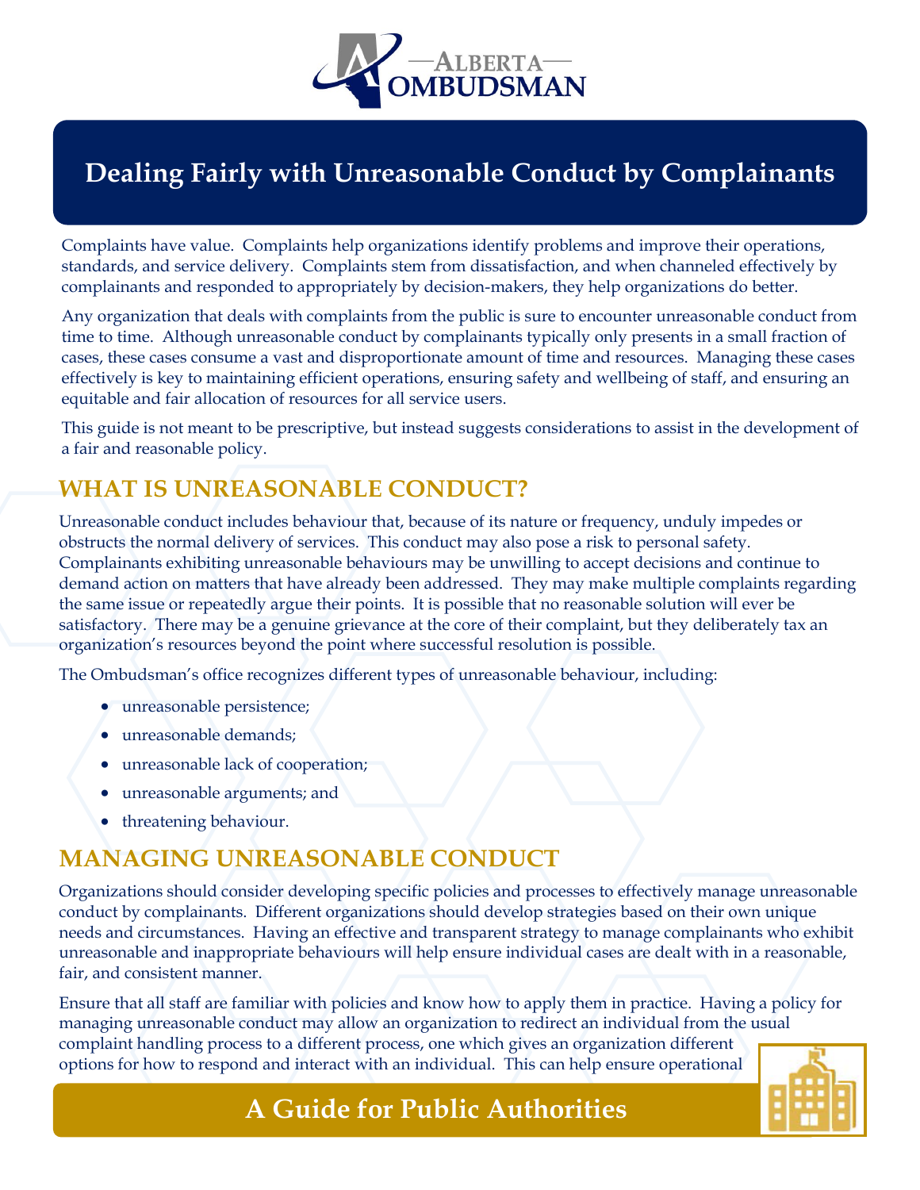# Alberta Ombudsman

## Dealing Fairly with Unreasonable Conduct by Complainants

Complaints have value. Complaints help organizations identify problems and improve their operations, standards, and service delivery. Complaints stem from dissatisfaction, and when channeled effectively by complainants and responded to appropriately by decision-makers, they help organizations do better.

Any organization that deals with complaints from the public is sure to encounter unreasonable conduct from time to time. Although unreasonable conduct by complainants typically only presents in a small fraction of cases, these cases consume a vast and disproportionate amount of time and resources. Managing these cases effectively is key to maintaining efficient operations, ensuring safety and wellbeing of staff, and ensuring an equitable and fair allocation of resources for all service users.

This guide is not meant to be prescriptive, but instead suggests considerations to assist in the development of a fair and reasonable policy.

## WHAT IS UNREASONABLE CONDUCT?

Unreasonable conduct includes behaviour that, because of its nature or frequency, unduly impedes or obstructs the normal delivery of services. This conduct may also pose a risk to personal safety. Complainants exhibiting unreasonable behaviours may be unwilling to accept decisions and continue to demand action on matters that have already been addressed. They may make multiple complaints regarding the same issue or repeatedly argue their points. It is possible that no reasonable solution will ever be satisfactory. There may be a genuine grievance at the core of their complaint, but they deliberately tax an organization's resources beyond the point where successful resolution is possible.

The Ombudsman's office recognizes different types of unreasonable behaviour, including:

- unreasonable persistence;
- unreasonable demands;
- unreasonable lack of cooperation;
- unreasonable arguments; and
- threatening behaviour.

## MANAGING UNREASONABLE CONDUCT

Organizations should consider developing specific policies and processes to effectively manage unreasonable conduct by complainants. Different organizations should develop strategies based on their own unique needs and circumstances. Having an effective and transparent strategy to manage complainants who exhibit unreasonable and inappropriate behaviours will help ensure individual cases are dealt with in a reasonable, fair, and consistent manner.

Ensure that all staff are familiar with policies and know how to apply them in practice. Having a policy for managing unreasonable conduct may allow an organization to redirect an individual from the usual complaint handling process to a different process, one which gives an organization different options for how to respond and interact with an individual. This can help ensure operational

**A Guide for Public Authorities**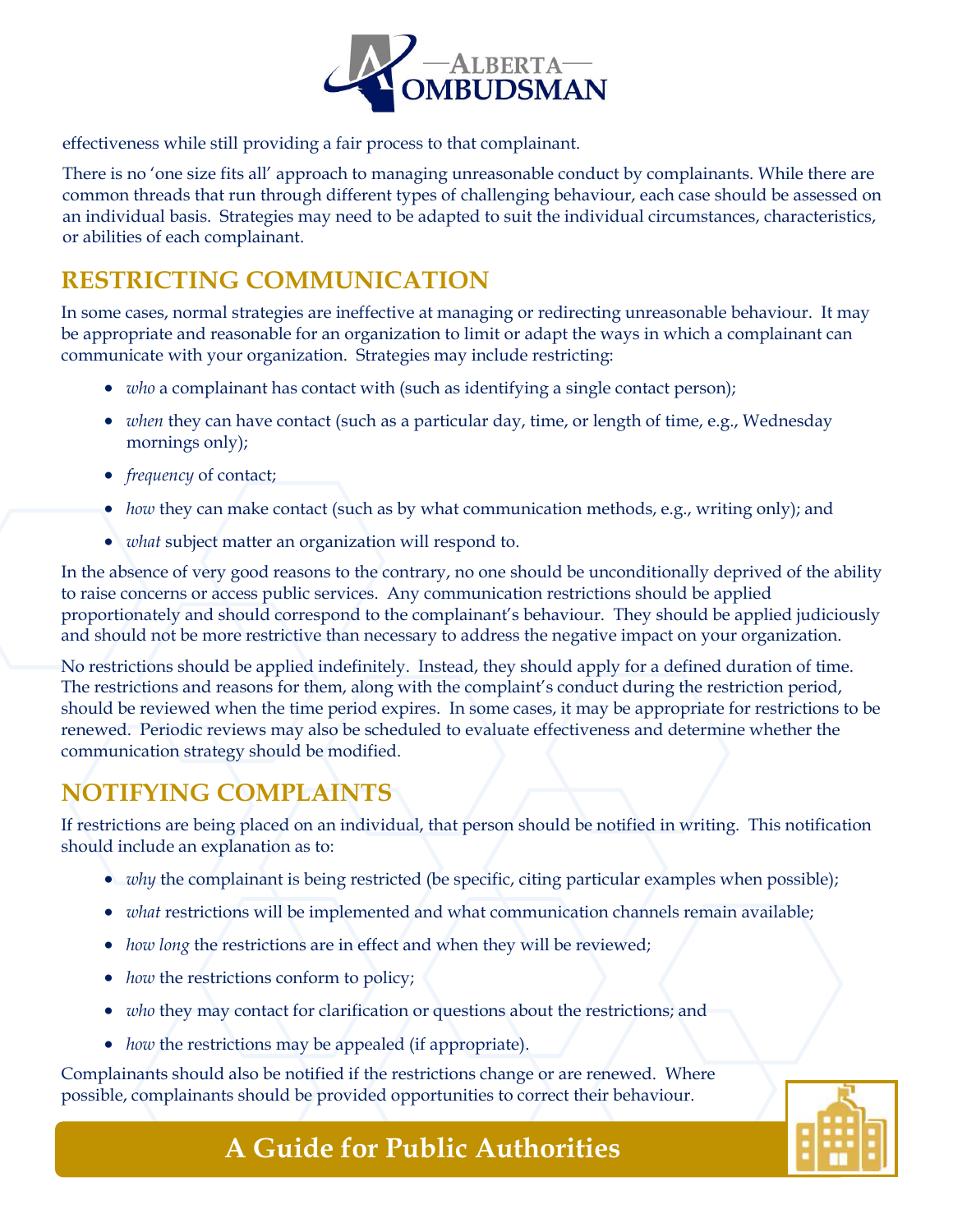effectiveness while still providing a fair process to that complainant.

There is no 'one size fits all' approach to managing unreasonable conduct by complainants. While there are common threads that run through different types of challenging behaviour, each case should be assessed on an individual basis. Strategies may need to be adapted to suit the individual circumstances, characteristics, or abilities of each complainant.

## RESTRICTING COMMUNICATION

In some cases, normal strategies are ineffective at managing or redirecting unreasonable behaviour. It may be appropriate and reasonable for an organization to limit or adapt the ways in which a complainant can communicate with your organization. Strategies may include restricting:

- *who* a complainant has contact with (such as identifying a single contact person);
- *when* they can have contact (such as a particular day, time, or length of time, e.g., Wednesday mornings only);
- *frequency* of contact;
- *how* they can make contact (such as by what communication methods, e.g., writing only); and
- *what* subject matter an organization will respond to.

In the absence of very good reasons to the contrary, no one should be unconditionally deprived of the ability to raise concerns or access public services. Any communication restrictions should be applied proportionately and should correspond to the complainant's behaviour. They should be applied judiciously and should not be more restrictive than necessary to address the negative impact on your organization.

No restrictions should be applied indefinitely. Instead, they should apply for a defined duration of time. The restrictions and reasons for them, along with the complaint's conduct during the restriction period, should be reviewed when the time period expires. In some cases, it may be appropriate for restrictions to be renewed. Periodic reviews may also be scheduled to evaluate effectiveness and determine whether the communication strategy should be modified.

## NOTIFYING COMPLAINTS

If restrictions are being placed on an individual, that person should be notified in writing. This notification should include an explanation as to:

- *why* the complainant is being restricted (be specific, citing particular examples when possible);
- *what* restrictions will be implemented and what communication channels remain available;
- *how long* the restrictions are in effect and when they will be reviewed;
- *how* the restrictions conform to policy;
- *who* they may contact for clarification or questions about the restrictions; and
- *how* the restrictions may be appealed (if appropriate).

Complainants should also be notified if the restrictions change or are renewed. Where possible, complainants should be provided opportunities to correct their behaviour.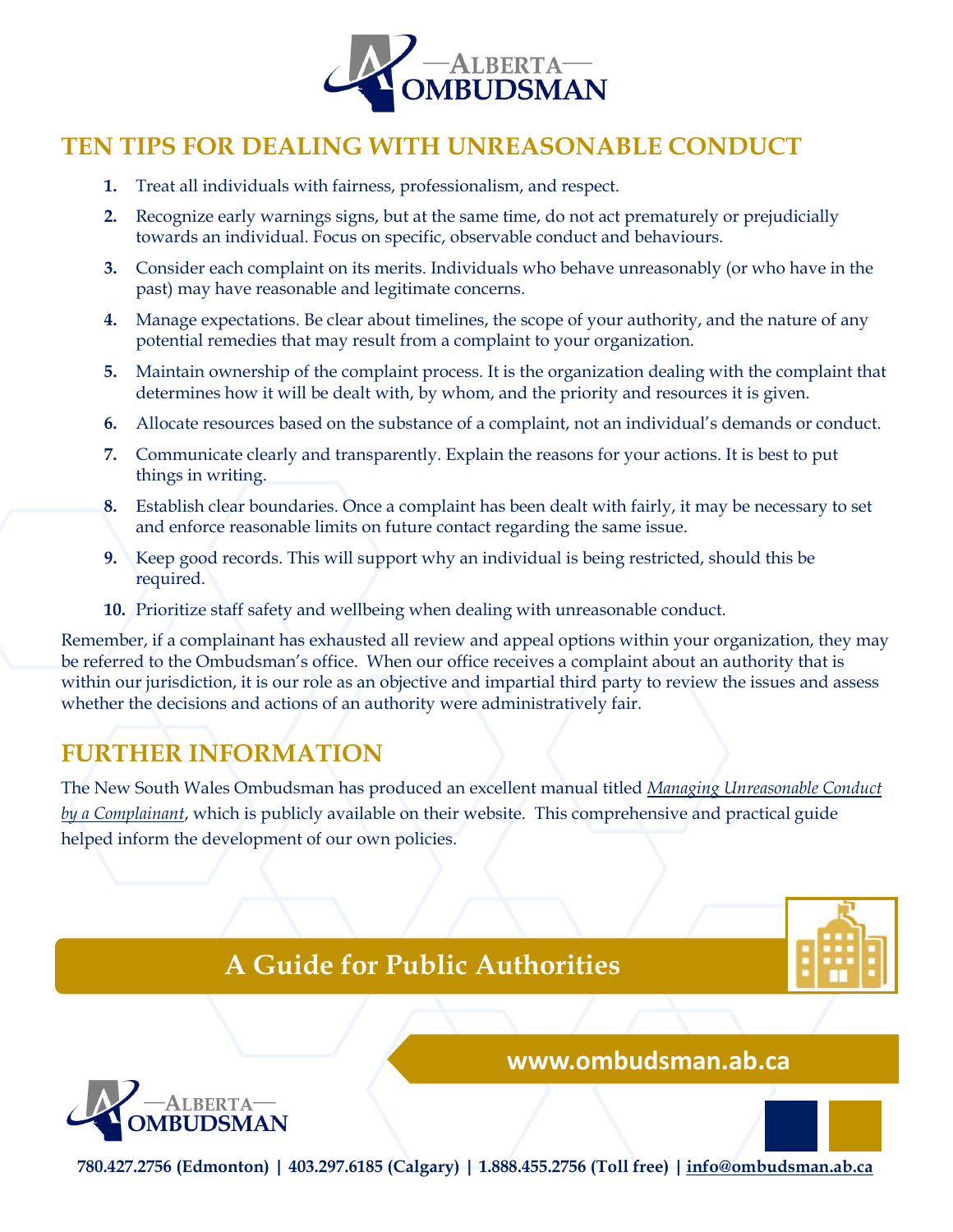## TEN TIPS FOR DEALING WITH UNREASONABLE CONDUCT

1. Treat all individuals with fairness, professionalism, and respect.
2. Recognize early warnings signs, but at the same time, do not act prematurely or prejudicially towards an individual. Focus on specific, observable conduct and behaviours.
3. Consider each complaint on its merits. Individuals who behave unreasonably (or who have in the past) may have reasonable and legitimate concerns.
4. Manage expectations. Be clear about timelines, the scope of your authority, and the nature of any potential remedies that may result from a complaint to your organization.
5. Maintain ownership of the complaint process. It is the organization dealing with the complaint that determines how it will be dealt with, by whom, and the priority and resources it is given.
6. Allocate resources based on the substance of a complaint, not an individual's demands or conduct.
7. Communicate clearly and transparently. Explain the reasons for your actions. It is best to put things in writing.
8. Establish clear boundaries. Once a complaint has been dealt with fairly, it may be necessary to set and enforce reasonable limits on future contact regarding the same issue.
9. Keep good records. This will support why an individual is being restricted, should this be required.
10. Prioritize staff safety and wellbeing when dealing with unreasonable conduct.

Remember, if a complainant has exhausted all review and appeal options within your organization, they may be referred to the Ombudsman's office. When our office receives a complaint about an authority that is within our jurisdiction, it is our role as an objective and impartial third party to review the issues and assess whether the decisions and actions of an authority were administratively fair.

## FURTHER INFORMATION

The New South Wales Ombudsman has produced an excellent manual titled *Managing Unreasonable Conduct by a Complainant*, which is publicly available on their website. This comprehensive and practical guide helped inform the development of our own policies.

**A Guide for Public Authorities**

**www.ombudsman.ab.ca**

**780.427.2756 (Edmonton) | 403.297.6185 (Calgary) | 1.888.455.2756 (Toll free) | info@ombudsman.ab.ca**